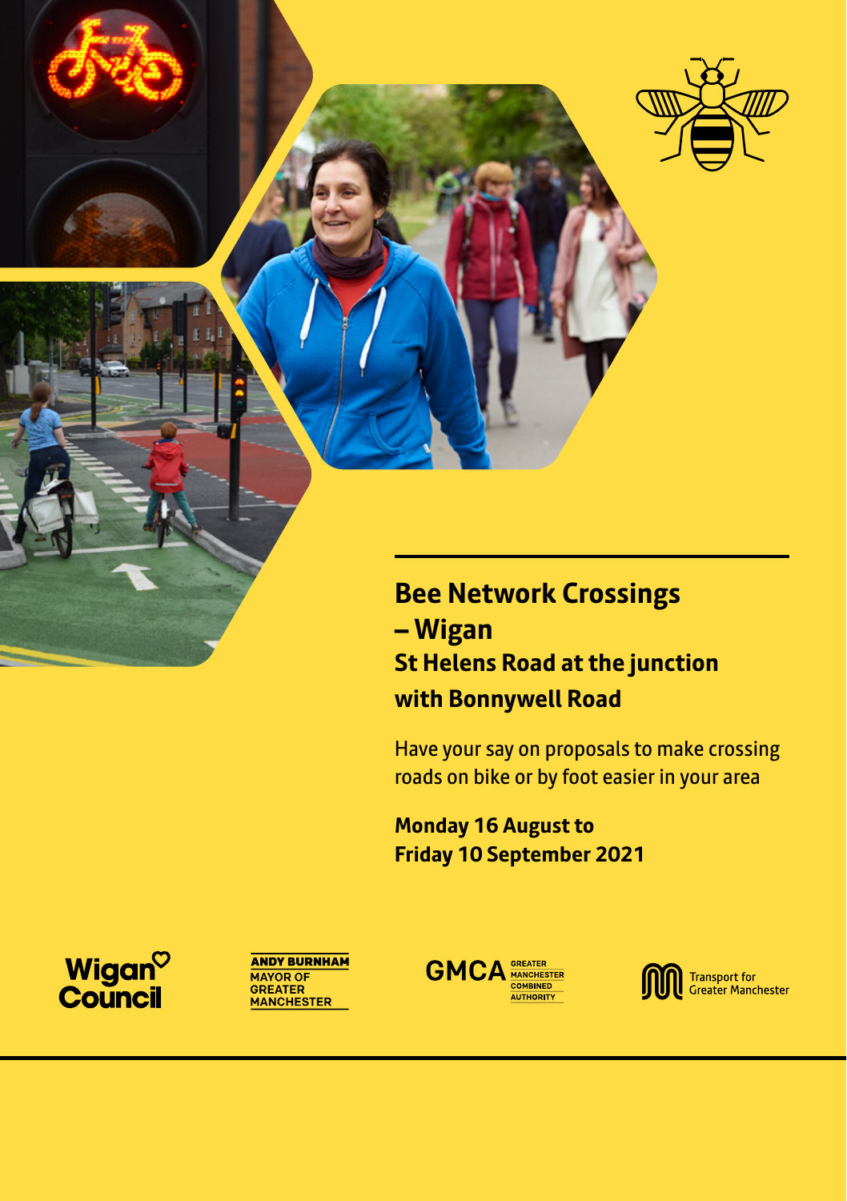# Bee Network Crossings – Wigan

## St Helens Road at the junction with Bonnywell Road

Have your say on proposals to make crossing roads on bike or by foot easier in your area

**Monday 16 August to Friday 10 September 2021**

Wigan Council

ANDY BURNHAM MAYOR OF GREATER MANCHESTER

GMCA GREATER MANCHESTER COMBINED AUTHORITY

Transport for Greater Manchester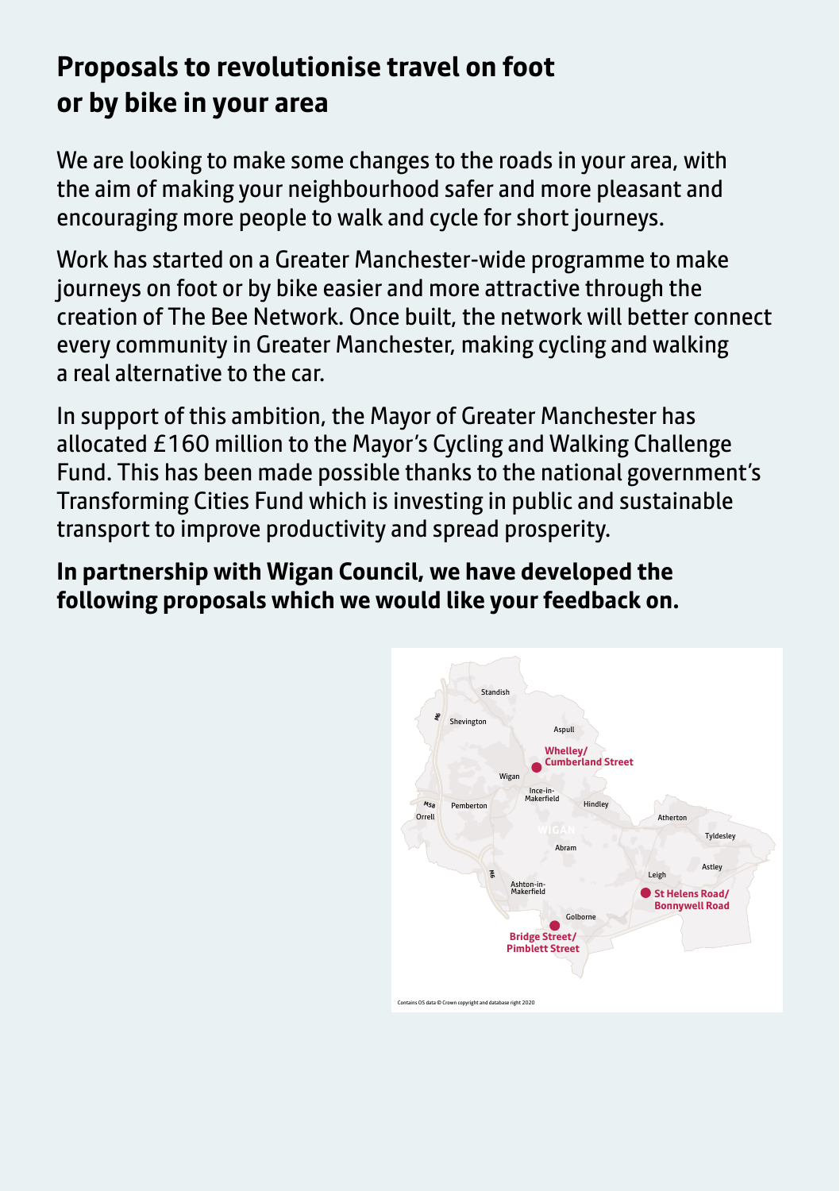## Proposals to revolutionise travel on foot or by bike in your area

We are looking to make some changes to the roads in your area, with the aim of making your neighbourhood safer and more pleasant and encouraging more people to walk and cycle for short journeys.

Work has started on a Greater Manchester-wide programme to make journeys on foot or by bike easier and more attractive through the creation of The Bee Network. Once built, the network will better connect every community in Greater Manchester, making cycling and walking a real alternative to the car.

In support of this ambition, the Mayor of Greater Manchester has allocated £160 million to the Mayor's Cycling and Walking Challenge Fund. This has been made possible thanks to the national government's Transforming Cities Fund which is investing in public and sustainable transport to improve productivity and spread prosperity.

**In partnership with Wigan Council, we have developed the following proposals which we would like your feedback on.**

Standish
Shevington
Aspull
Whelley/ Cumberland Street
Wigan
Ince-in-Makerfield
Hindley
Pemberton
Orrell
Atherton
Tyldesley
WIGAN
Abram
Astley
Leigh
St Helens Road/ Bonnywell Road
Ashton-in-Makerfield
Golborne
Bridge Street/ Pimblett Street

Contains OS data © Crown copyright and database right 2020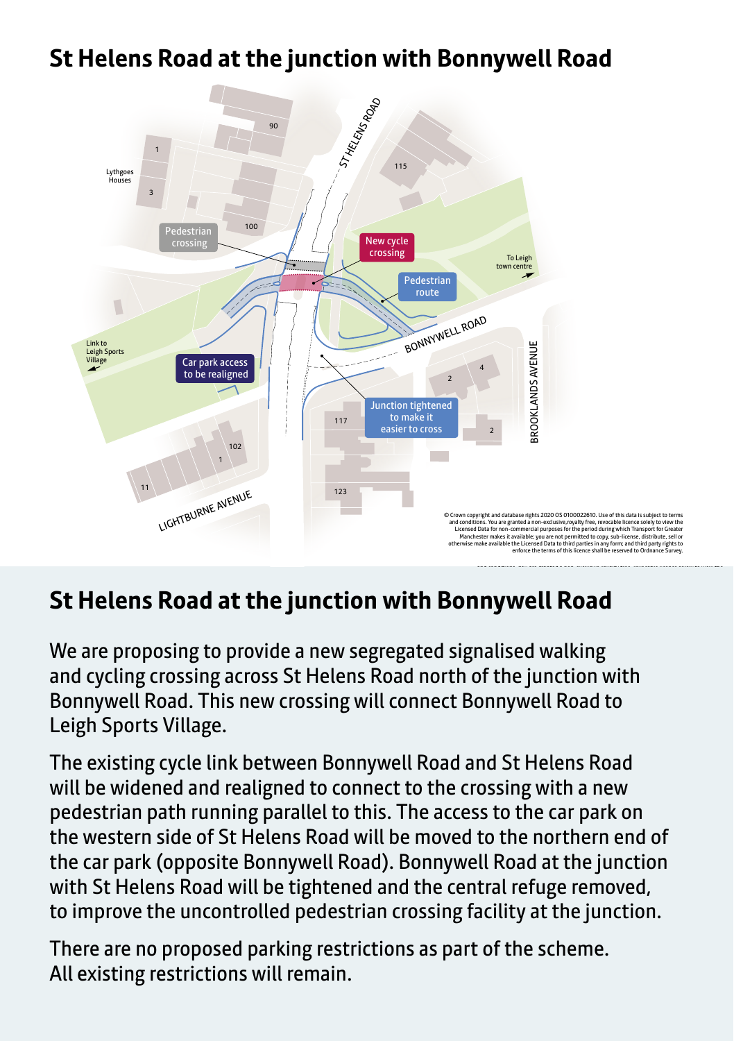# St Helens Road at the junction with Bonnywell Road

Pedestrian crossing

New cycle crossing

Pedestrian route

Car park access to be realigned

Junction tightened to make it easier to cross

ST HELENS ROAD

BONNYWELL ROAD

BROOKLANDS AVENUE

LIGHTBURNE AVENUE

Lythgoes Houses

Link to Leigh Sports Village

To Leigh town centre

© Crown copyright and database rights 2020 OS 0100022610. Use of this data is subject to terms and conditions. You are granted a non-exclusive,royalty free, revocable licence solely to view the Licensed Data for non-commercial purposes for the period during which Transport for Greater Manchester makes it available; you are not permitted to copy, sub-license, distribute, sell or otherwise make available the Licensed Data to third parties in any form; and third party rights to enforce the terms of this licence shall be reserved to Ordnance Survey.

## St Helens Road at the junction with Bonnywell Road

We are proposing to provide a new segregated signalised walking and cycling crossing across St Helens Road north of the junction with Bonnywell Road. This new crossing will connect Bonnywell Road to Leigh Sports Village.

The existing cycle link between Bonnywell Road and St Helens Road will be widened and realigned to connect to the crossing with a new pedestrian path running parallel to this. The access to the car park on the western side of St Helens Road will be moved to the northern end of the car park (opposite Bonnywell Road). Bonnywell Road at the junction with St Helens Road will be tightened and the central refuge removed, to improve the uncontrolled pedestrian crossing facility at the junction.

There are no proposed parking restrictions as part of the scheme. All existing restrictions will remain.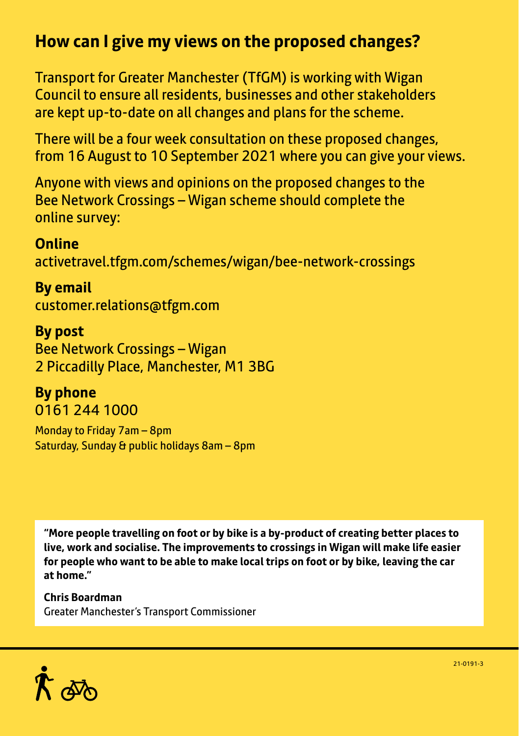## How can I give my views on the proposed changes?

Transport for Greater Manchester (TfGM) is working with Wigan Council to ensure all residents, businesses and other stakeholders are kept up-to-date on all changes and plans for the scheme.

There will be a four week consultation on these proposed changes, from 16 August to 10 September 2021 where you can give your views.

Anyone with views and opinions on the proposed changes to the Bee Network Crossings – Wigan scheme should complete the online survey:

**Online**
activetravel.tfgm.com/schemes/wigan/bee-network-crossings

**By email**
customer.relations@tfgm.com

**By post**
Bee Network Crossings – Wigan
2 Piccadilly Place, Manchester, M1 3BG

**By phone**
0161 244 1000

Monday to Friday 7am – 8pm
Saturday, Sunday & public holidays 8am – 8pm

**"More people travelling on foot or by bike is a by-product of creating better places to live, work and socialise. The improvements to crossings in Wigan will make life easier for people who want to be able to make local trips on foot or by bike, leaving the car at home."**

**Chris Boardman**
Greater Manchester's Transport Commissioner

21-0191-3